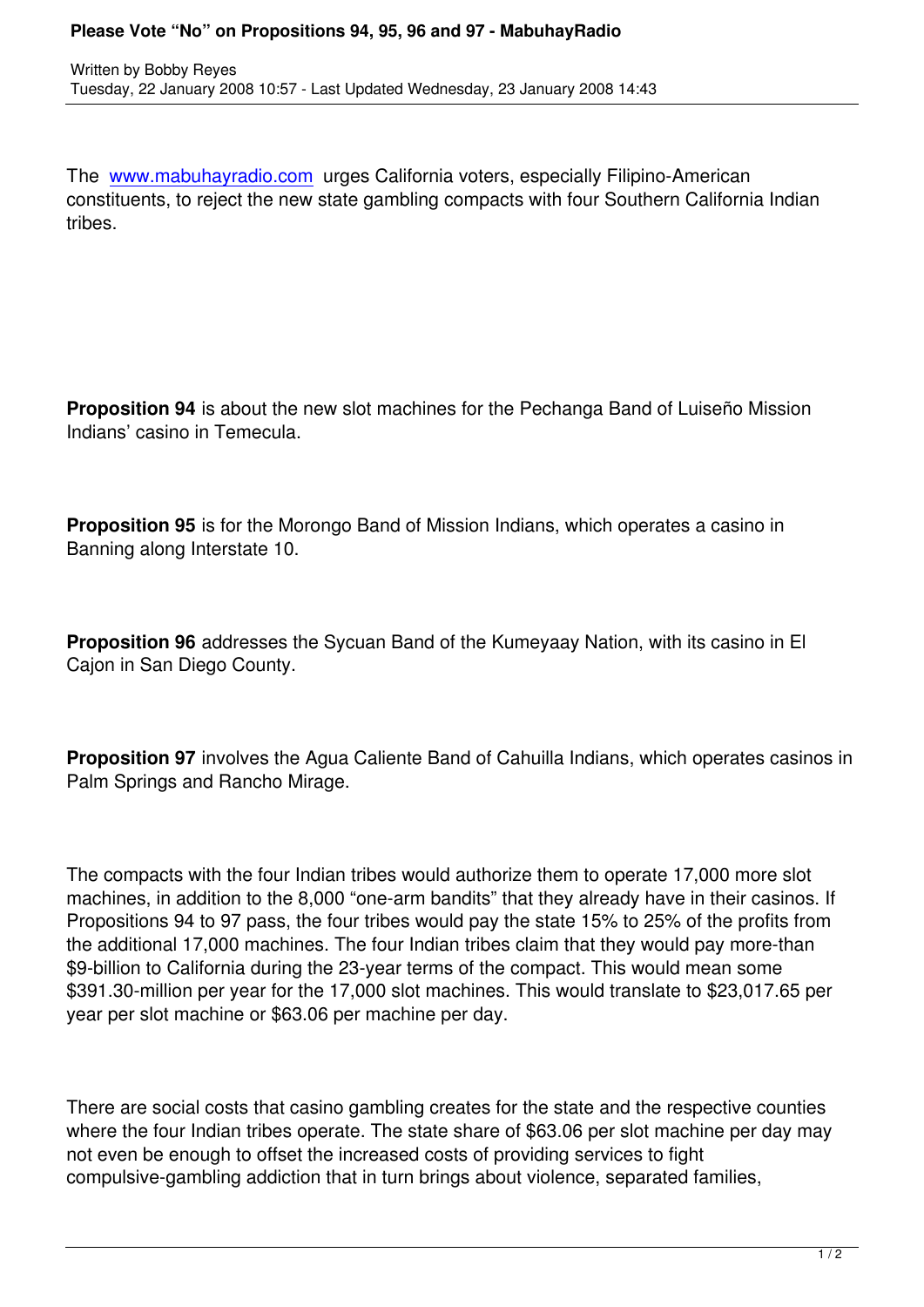The www.mabuhayradio.com urges California voters, especially Filipino-American constituents, to reject the new state gambling compacts with four Southern California Indian tribes.

**Proposition 94** is about the new slot machines for the Pechanga Band of Luiseño Mission Indians' casino in Temecula.

**Proposition 95** is for the Morongo Band of Mission Indians, which operates a casino in Banning along Interstate 10.

**Proposition 96** addresses the Sycuan Band of the Kumeyaay Nation, with its casino in El Cajon in San Diego County.

**Proposition 97** involves the Agua Caliente Band of Cahuilla Indians, which operates casinos in Palm Springs and Rancho Mirage.

The compacts with the four Indian tribes would authorize them to operate 17,000 more slot machines, in addition to the 8,000 "one-arm bandits" that they already have in their casinos. If Propositions 94 to 97 pass, the four tribes would pay the state 15% to 25% of the profits from the additional 17,000 machines. The four Indian tribes claim that they would pay more-than $9-billion to California during the 23-year terms of the compact. This would mean some $391.30-million per year for the 17,000 slot machines. This would translate to $23,017.65 per year per slot machine or $63.06 per machine per day.

There are social costs that casino gambling creates for the state and the respective counties where the four Indian tribes operate. The state share of $63.06 per slot machine per day may not even be enough to offset the increased costs of providing services to fight compulsive-gambling addiction that in turn brings about violence, separated families,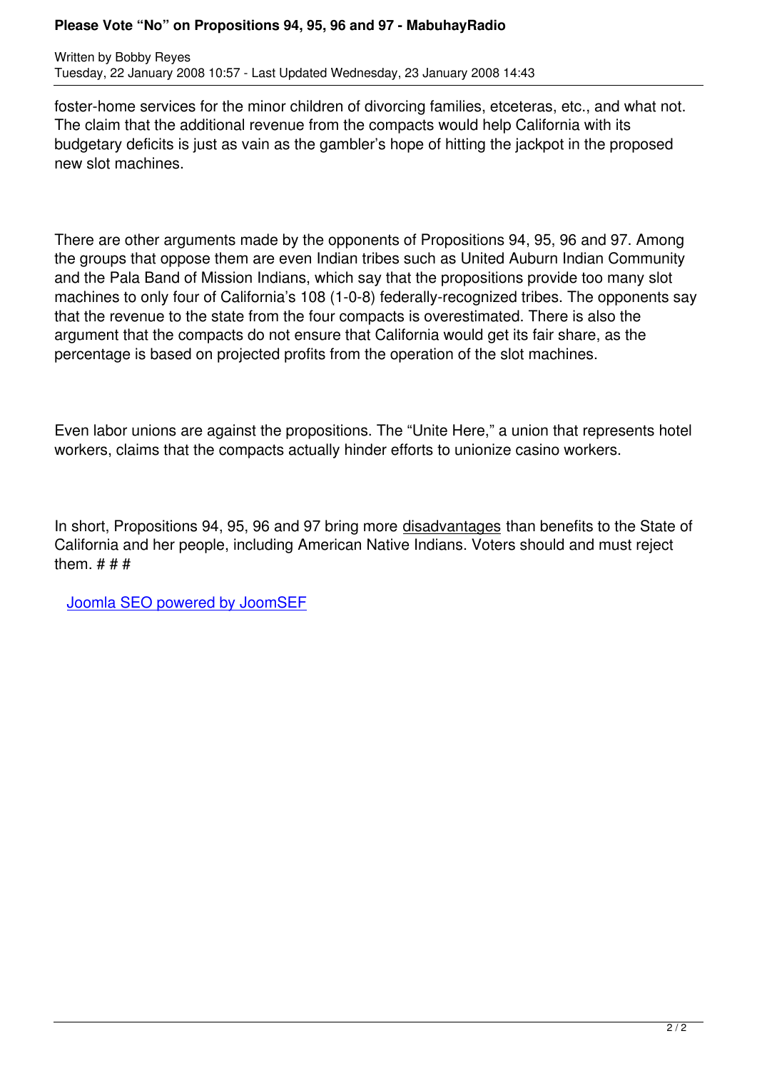foster-home services for the minor children of divorcing families, etceteras, etc., and what not. The claim that the additional revenue from the compacts would help California with its budgetary deficits is just as vain as the gambler's hope of hitting the jackpot in the proposed new slot machines.

There are other arguments made by the opponents of Propositions 94, 95, 96 and 97. Among the groups that oppose them are even Indian tribes such as United Auburn Indian Community and the Pala Band of Mission Indians, which say that the propositions provide too many slot machines to only four of California's 108 (1-0-8) federally-recognized tribes. The opponents say that the revenue to the state from the four compacts is overestimated. There is also the argument that the compacts do not ensure that California would get its fair share, as the percentage is based on projected profits from the operation of the slot machines.

Even labor unions are against the propositions. The "Unite Here," a union that represents hotel workers, claims that the compacts actually hinder efforts to unionize casino workers.

In short, Propositions 94, 95, 96 and 97 bring more disadvantages than benefits to the State of California and her people, including American Native Indians. Voters should and must reject them. # # #

Joomla SEO powered by JoomSEF